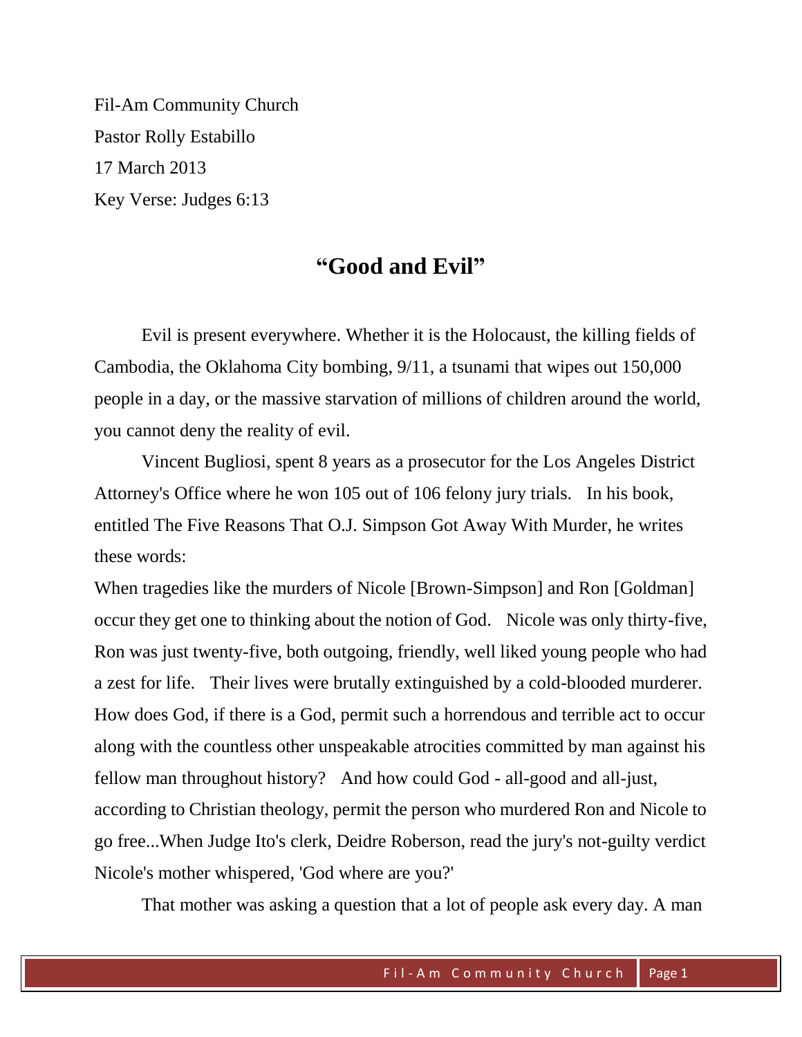Fil-Am Community Church

Pastor Rolly Estabillo

17 March 2013

Key Verse: Judges 6:13

# "Good and Evil"

Evil is present everywhere. Whether it is the Holocaust, the killing fields of Cambodia, the Oklahoma City bombing, 9/11, a tsunami that wipes out 150,000 people in a day, or the massive starvation of millions of children around the world, you cannot deny the reality of evil.

Vincent Bugliosi, spent 8 years as a prosecutor for the Los Angeles District Attorney's Office where he won 105 out of 106 felony jury trials. In his book, entitled The Five Reasons That O.J. Simpson Got Away With Murder, he writes these words:

When tragedies like the murders of Nicole [Brown-Simpson] and Ron [Goldman] occur they get one to thinking about the notion of God. Nicole was only thirty-five, Ron was just twenty-five, both outgoing, friendly, well liked young people who had a zest for life. Their lives were brutally extinguished by a cold-blooded murderer. How does God, if there is a God, permit such a horrendous and terrible act to occur along with the countless other unspeakable atrocities committed by man against his fellow man throughout history? And how could God - all-good and all-just, according to Christian theology, permit the person who murdered Ron and Nicole to go free...When Judge Ito's clerk, Deidre Roberson, read the jury's not-guilty verdict Nicole's mother whispered, 'God where are you?'

That mother was asking a question that a lot of people ask every day. A man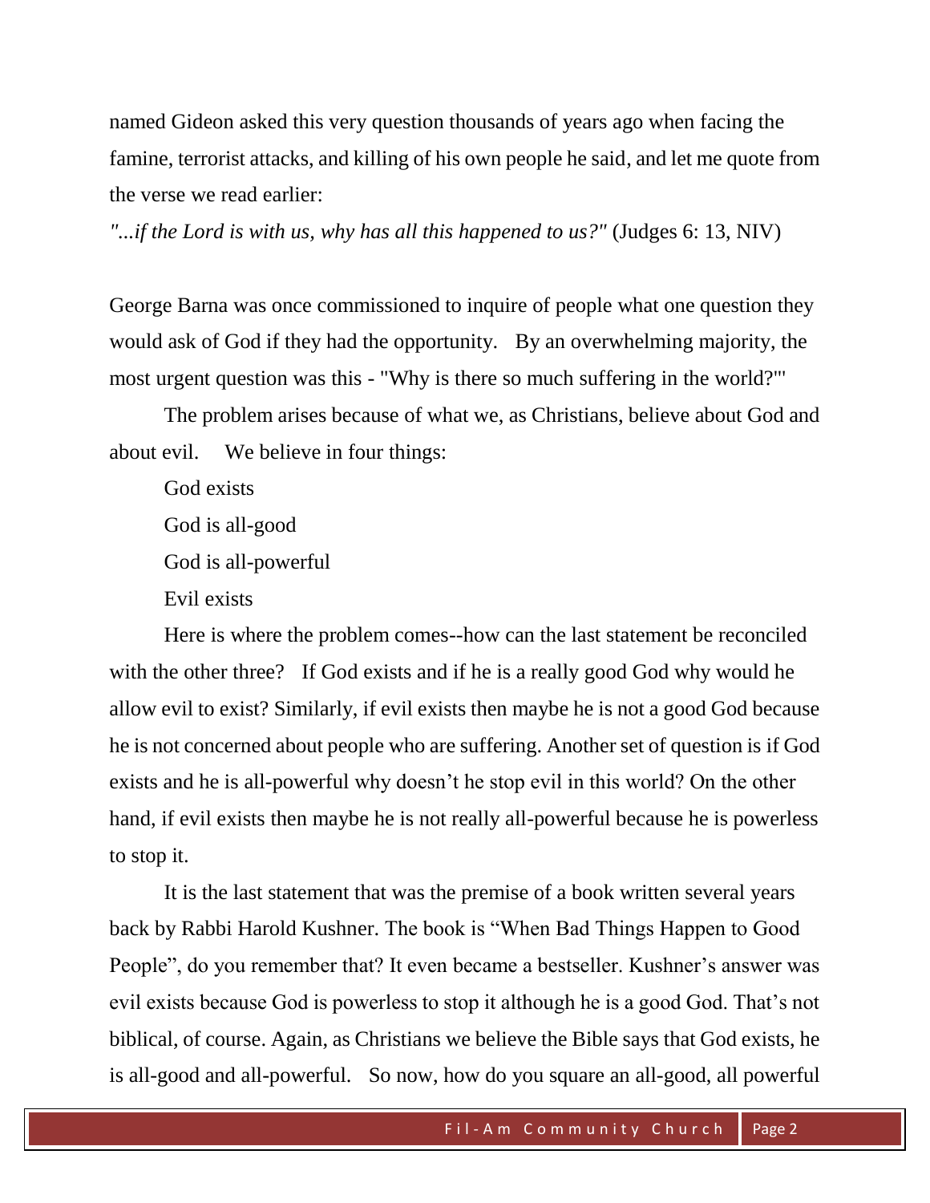named Gideon asked this very question thousands of years ago when facing the famine, terrorist attacks, and killing of his own people he said, and let me quote from the verse we read earlier:

*"...if the Lord is with us, why has all this happened to us?"* (Judges 6: 13, NIV)

George Barna was once commissioned to inquire of people what one question they would ask of God if they had the opportunity. By an overwhelming majority, the most urgent question was this - "Why is there so much suffering in the world?"'

The problem arises because of what we, as Christians, believe about God and about evil. We believe in four things:

God exists

God is all-good

God is all-powerful

Evil exists

Here is where the problem comes--how can the last statement be reconciled with the other three? If God exists and if he is a really good God why would he allow evil to exist? Similarly, if evil exists then maybe he is not a good God because he is not concerned about people who are suffering. Another set of question is if God exists and he is all-powerful why doesn't he stop evil in this world? On the other hand, if evil exists then maybe he is not really all-powerful because he is powerless to stop it.

It is the last statement that was the premise of a book written several years back by Rabbi Harold Kushner. The book is "When Bad Things Happen to Good People", do you remember that? It even became a bestseller. Kushner's answer was evil exists because God is powerless to stop it although he is a good God. That's not biblical, of course. Again, as Christians we believe the Bible says that God exists, he is all-good and all-powerful. So now, how do you square an all-good, all powerful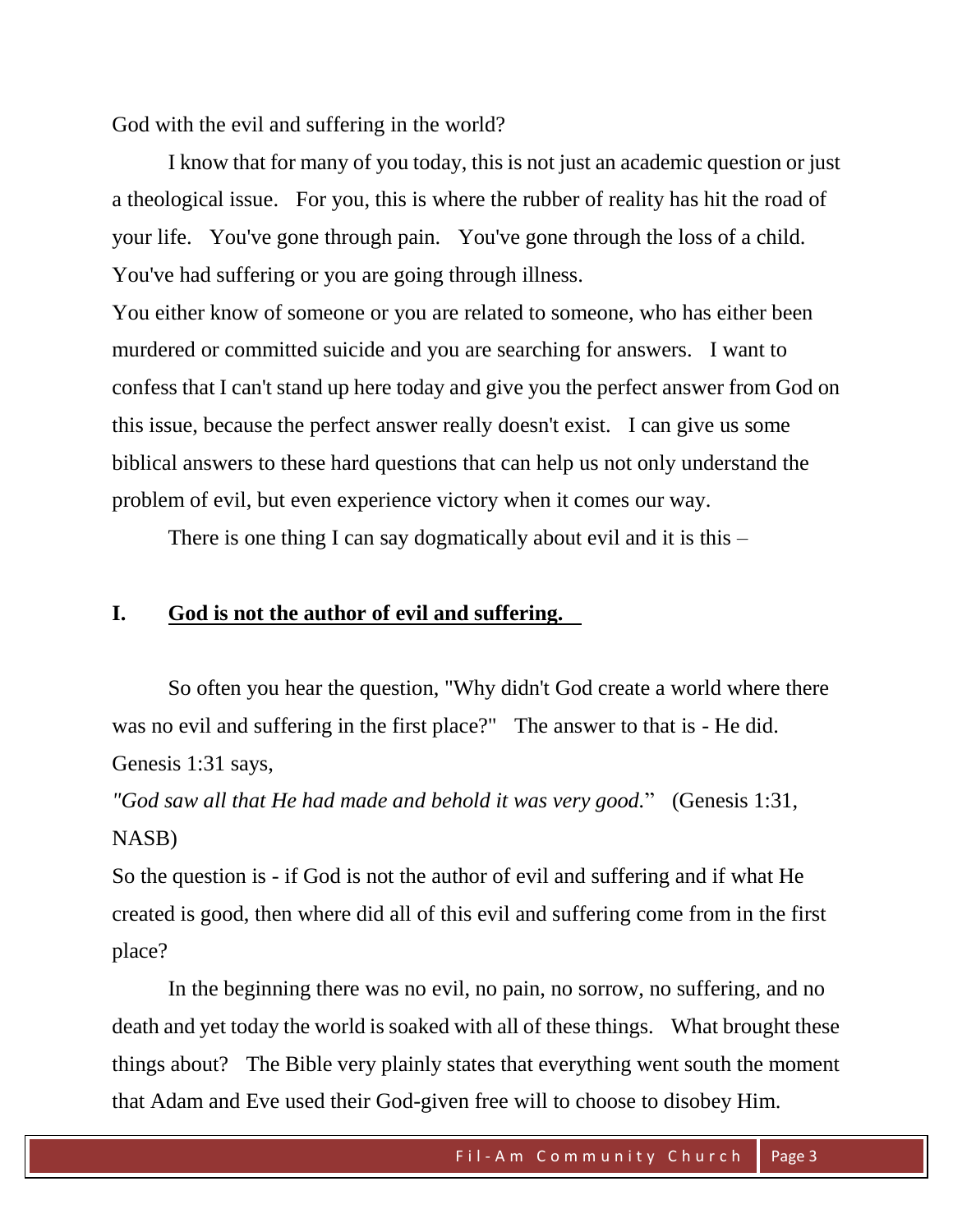God with the evil and suffering in the world?

I know that for many of you today, this is not just an academic question or just a theological issue. For you, this is where the rubber of reality has hit the road of your life. You've gone through pain. You've gone through the loss of a child. You've had suffering or you are going through illness.

You either know of someone or you are related to someone, who has either been murdered or committed suicide and you are searching for answers. I want to confess that I can't stand up here today and give you the perfect answer from God on this issue, because the perfect answer really doesn't exist. I can give us some biblical answers to these hard questions that can help us not only understand the problem of evil, but even experience victory when it comes our way.

There is one thing I can say dogmatically about evil and it is this –

**I. <u>God is not the author of evil and suffering.</u>**

So often you hear the question, "Why didn't God create a world where there was no evil and suffering in the first place?" The answer to that is - He did. Genesis 1:31 says,

*"God saw all that He had made and behold it was very good.*" (Genesis 1:31, NASB)

So the question is - if God is not the author of evil and suffering and if what He created is good, then where did all of this evil and suffering come from in the first place?

In the beginning there was no evil, no pain, no sorrow, no suffering, and no death and yet today the world is soaked with all of these things. What brought these things about? The Bible very plainly states that everything went south the moment that Adam and Eve used their God-given free will to choose to disobey Him.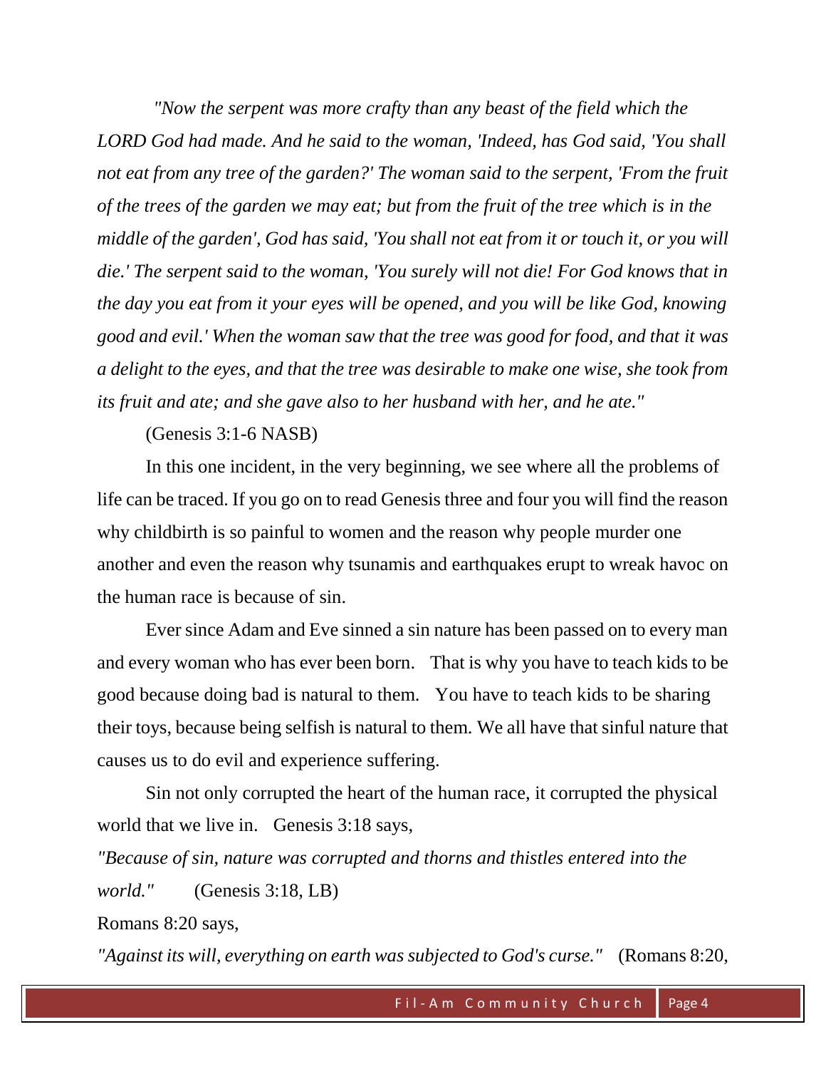*"Now the serpent was more crafty than any beast of the field which the LORD God had made. And he said to the woman, 'Indeed, has God said, 'You shall not eat from any tree of the garden?' The woman said to the serpent, 'From the fruit of the trees of the garden we may eat; but from the fruit of the tree which is in the middle of the garden', God has said, 'You shall not eat from it or touch it, or you will die.' The serpent said to the woman, 'You surely will not die! For God knows that in the day you eat from it your eyes will be opened, and you will be like God, knowing good and evil.' When the woman saw that the tree was good for food, and that it was a delight to the eyes, and that the tree was desirable to make one wise, she took from its fruit and ate; and she gave also to her husband with her, and he ate."*

(Genesis 3:1-6 NASB)

In this one incident, in the very beginning, we see where all the problems of life can be traced. If you go on to read Genesis three and four you will find the reason why childbirth is so painful to women and the reason why people murder one another and even the reason why tsunamis and earthquakes erupt to wreak havoc on the human race is because of sin.

Ever since Adam and Eve sinned a sin nature has been passed on to every man and every woman who has ever been born. That is why you have to teach kids to be good because doing bad is natural to them. You have to teach kids to be sharing their toys, because being selfish is natural to them. We all have that sinful nature that causes us to do evil and experience suffering.

Sin not only corrupted the heart of the human race, it corrupted the physical world that we live in. Genesis 3:18 says,

*"Because of sin, nature was corrupted and thorns and thistles entered into the world."* (Genesis 3:18, LB)

Romans 8:20 says,

*"Against its will, everything on earth was subjected to God's curse."* (Romans 8:20,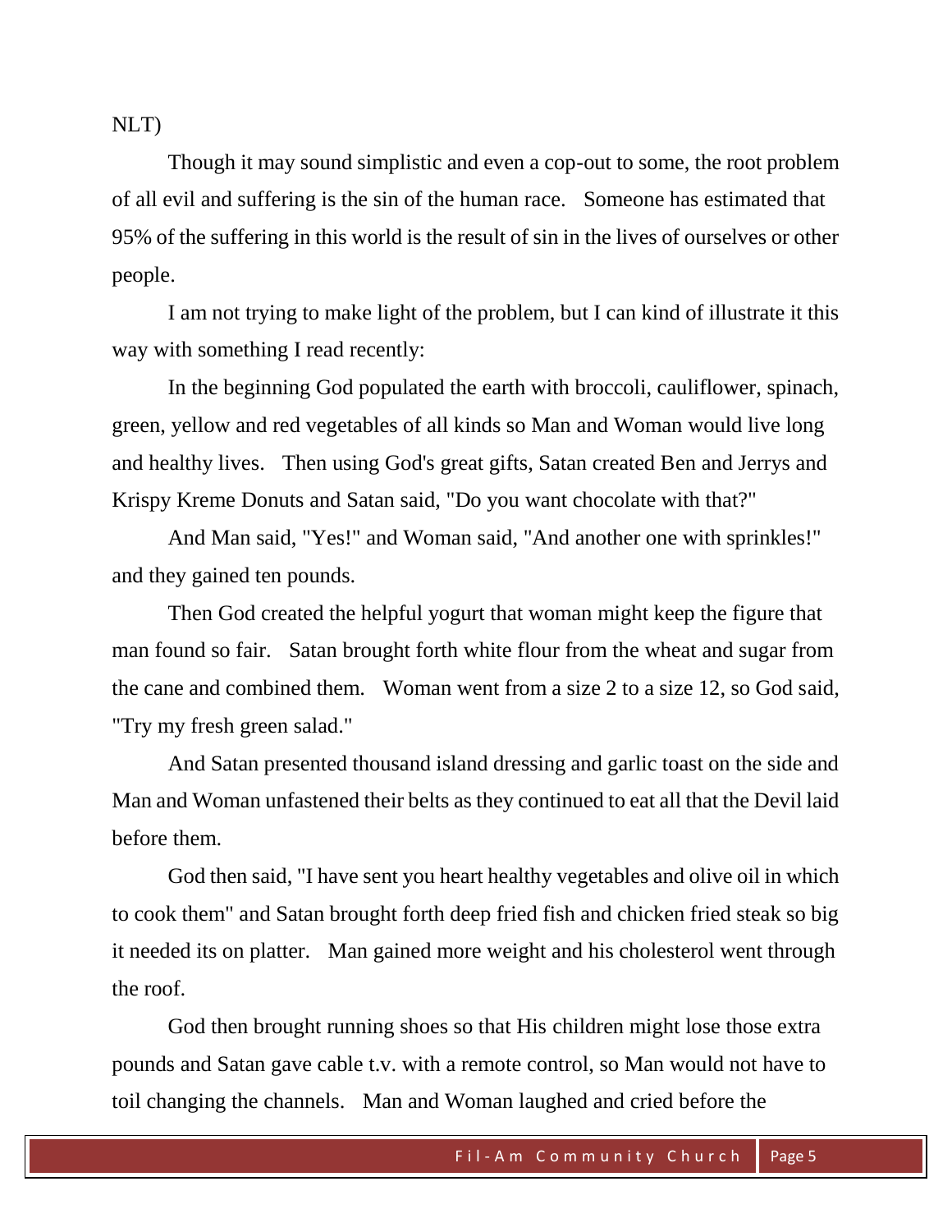NLT)

Though it may sound simplistic and even a cop-out to some, the root problem of all evil and suffering is the sin of the human race. Someone has estimated that 95% of the suffering in this world is the result of sin in the lives of ourselves or other people.

I am not trying to make light of the problem, but I can kind of illustrate it this way with something I read recently:

In the beginning God populated the earth with broccoli, cauliflower, spinach, green, yellow and red vegetables of all kinds so Man and Woman would live long and healthy lives. Then using God's great gifts, Satan created Ben and Jerrys and Krispy Kreme Donuts and Satan said, "Do you want chocolate with that?"

And Man said, "Yes!" and Woman said, "And another one with sprinkles!" and they gained ten pounds.

Then God created the helpful yogurt that woman might keep the figure that man found so fair. Satan brought forth white flour from the wheat and sugar from the cane and combined them. Woman went from a size 2 to a size 12, so God said, "Try my fresh green salad."

And Satan presented thousand island dressing and garlic toast on the side and Man and Woman unfastened their belts as they continued to eat all that the Devil laid before them.

God then said, "I have sent you heart healthy vegetables and olive oil in which to cook them" and Satan brought forth deep fried fish and chicken fried steak so big it needed its on platter. Man gained more weight and his cholesterol went through the roof.

God then brought running shoes so that His children might lose those extra pounds and Satan gave cable t.v. with a remote control, so Man would not have to toil changing the channels. Man and Woman laughed and cried before the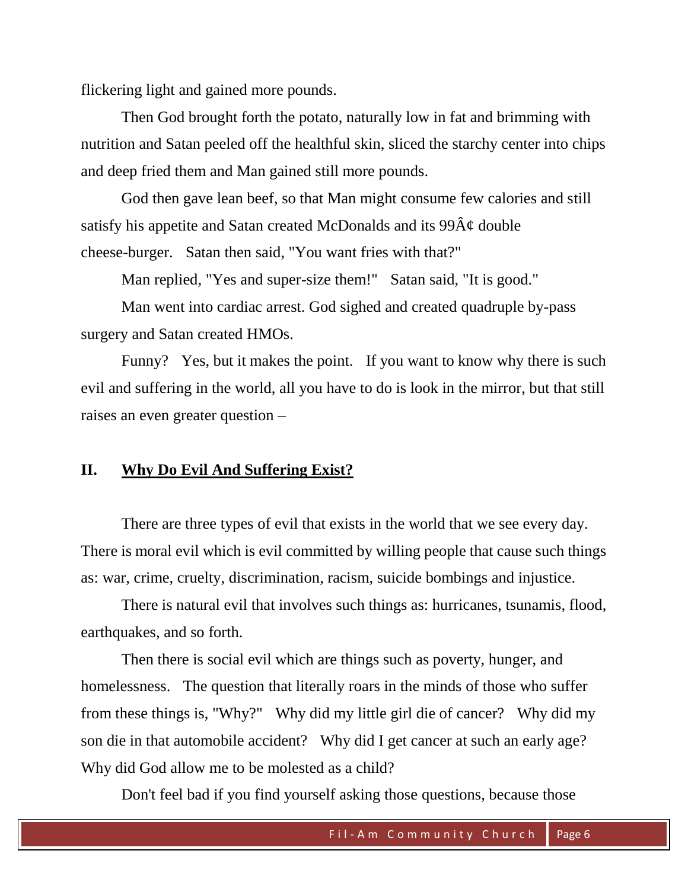flickering light and gained more pounds.

Then God brought forth the potato, naturally low in fat and brimming with nutrition and Satan peeled off the healthful skin, sliced the starchy center into chips and deep fried them and Man gained still more pounds.

God then gave lean beef, so that Man might consume few calories and still satisfy his appetite and Satan created McDonalds and its 99Â¢ double cheese-burger. Satan then said, "You want fries with that?"

Man replied, "Yes and super-size them!" Satan said, "It is good."

Man went into cardiac arrest. God sighed and created quadruple by-pass surgery and Satan created HMOs.

Funny? Yes, but it makes the point. If you want to know why there is such evil and suffering in the world, all you have to do is look in the mirror, but that still raises an even greater question –

## II. Why Do Evil And Suffering Exist?

There are three types of evil that exists in the world that we see every day. There is moral evil which is evil committed by willing people that cause such things as: war, crime, cruelty, discrimination, racism, suicide bombings and injustice.

There is natural evil that involves such things as: hurricanes, tsunamis, flood, earthquakes, and so forth.

Then there is social evil which are things such as poverty, hunger, and homelessness. The question that literally roars in the minds of those who suffer from these things is, "Why?" Why did my little girl die of cancer? Why did my son die in that automobile accident? Why did I get cancer at such an early age? Why did God allow me to be molested as a child?

Don't feel bad if you find yourself asking those questions, because those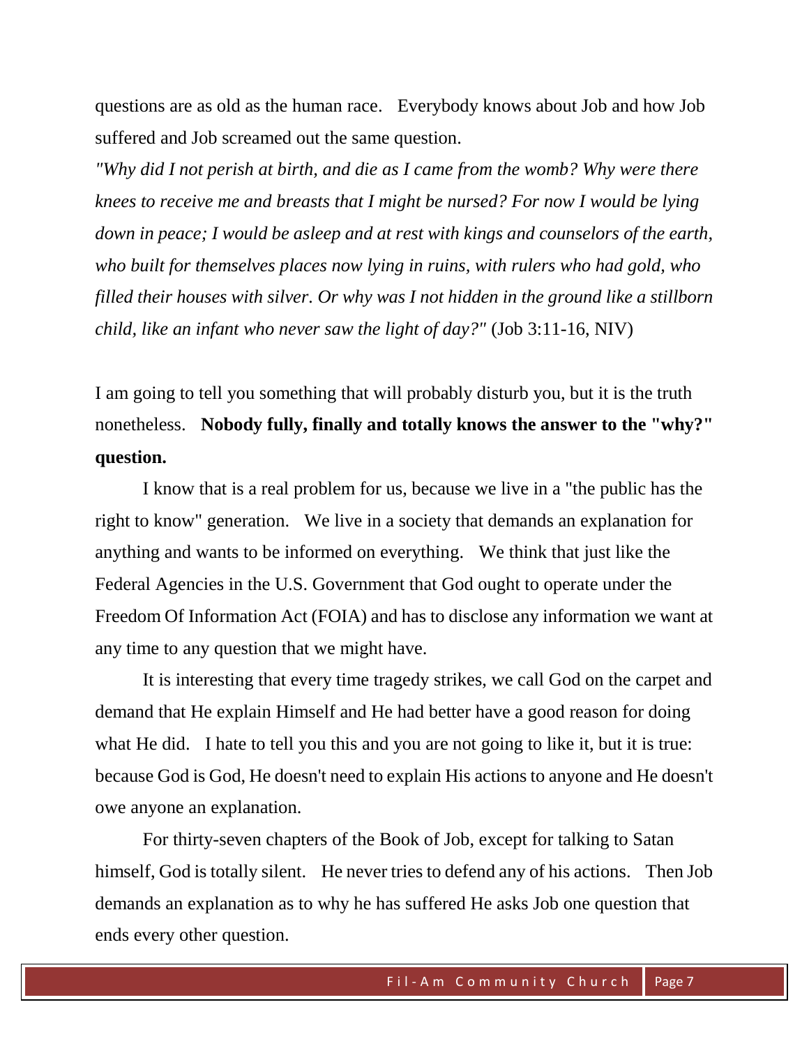questions are as old as the human race. Everybody knows about Job and how Job suffered and Job screamed out the same question.

*"Why did I not perish at birth, and die as I came from the womb? Why were there knees to receive me and breasts that I might be nursed? For now I would be lying down in peace; I would be asleep and at rest with kings and counselors of the earth, who built for themselves places now lying in ruins, with rulers who had gold, who filled their houses with silver. Or why was I not hidden in the ground like a stillborn child, like an infant who never saw the light of day?"* (Job 3:11-16, NIV)

I am going to tell you something that will probably disturb you, but it is the truth nonetheless. **Nobody fully, finally and totally knows the answer to the "why?" question.**

I know that is a real problem for us, because we live in a "the public has the right to know" generation. We live in a society that demands an explanation for anything and wants to be informed on everything. We think that just like the Federal Agencies in the U.S. Government that God ought to operate under the Freedom Of Information Act (FOIA) and has to disclose any information we want at any time to any question that we might have.

It is interesting that every time tragedy strikes, we call God on the carpet and demand that He explain Himself and He had better have a good reason for doing what He did. I hate to tell you this and you are not going to like it, but it is true: because God is God, He doesn't need to explain His actions to anyone and He doesn't owe anyone an explanation.

For thirty-seven chapters of the Book of Job, except for talking to Satan himself, God is totally silent. He never tries to defend any of his actions. Then Job demands an explanation as to why he has suffered He asks Job one question that ends every other question.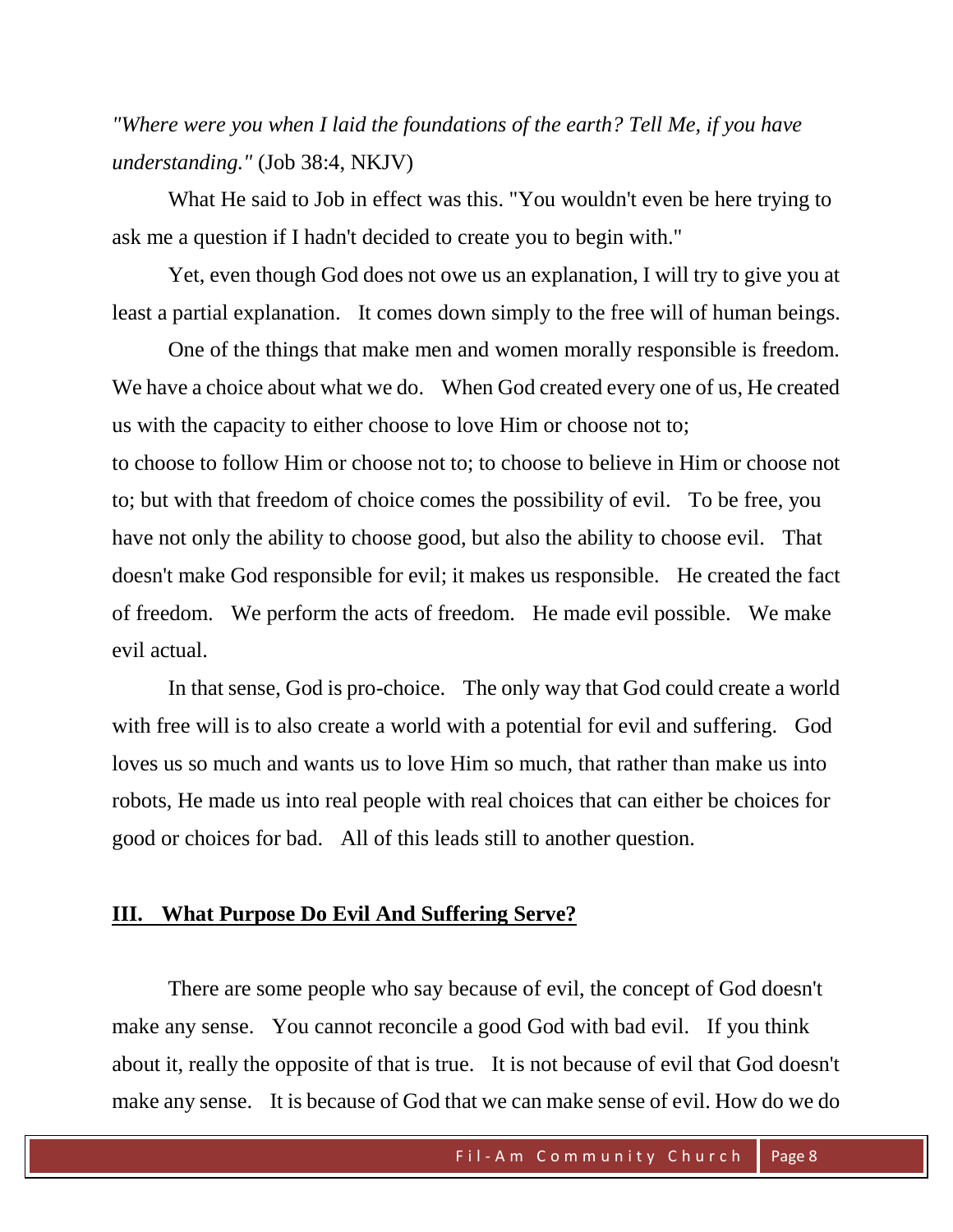*"Where were you when I laid the foundations of the earth? Tell Me, if you have understanding."* (Job 38:4, NKJV)

What He said to Job in effect was this. "You wouldn't even be here trying to ask me a question if I hadn't decided to create you to begin with."

Yet, even though God does not owe us an explanation, I will try to give you at least a partial explanation. It comes down simply to the free will of human beings.

One of the things that make men and women morally responsible is freedom. We have a choice about what we do. When God created every one of us, He created us with the capacity to either choose to love Him or choose not to; to choose to follow Him or choose not to; to choose to believe in Him or choose not to; but with that freedom of choice comes the possibility of evil. To be free, you have not only the ability to choose good, but also the ability to choose evil. That doesn't make God responsible for evil; it makes us responsible. He created the fact of freedom. We perform the acts of freedom. He made evil possible. We make evil actual.

In that sense, God is pro-choice. The only way that God could create a world with free will is to also create a world with a potential for evil and suffering. God loves us so much and wants us to love Him so much, that rather than make us into robots, He made us into real people with real choices that can either be choices for good or choices for bad. All of this leads still to another question.

## III. What Purpose Do Evil And Suffering Serve?

There are some people who say because of evil, the concept of God doesn't make any sense. You cannot reconcile a good God with bad evil. If you think about it, really the opposite of that is true. It is not because of evil that God doesn't make any sense. It is because of God that we can make sense of evil. How do we do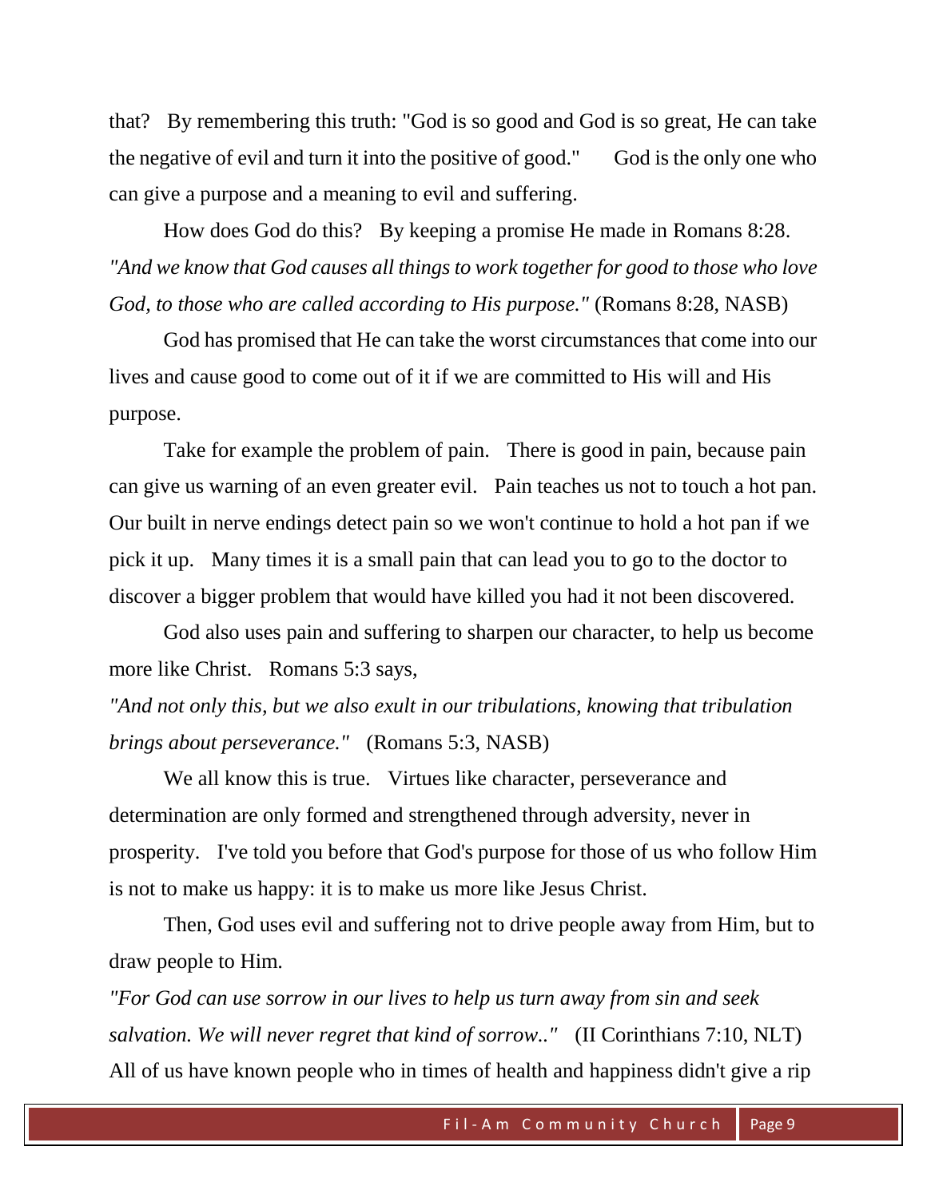that? By remembering this truth: "God is so good and God is so great, He can take the negative of evil and turn it into the positive of good." God is the only one who can give a purpose and a meaning to evil and suffering.

How does God do this? By keeping a promise He made in Romans 8:28. *"And we know that God causes all things to work together for good to those who love God, to those who are called according to His purpose."* (Romans 8:28, NASB)

God has promised that He can take the worst circumstances that come into our lives and cause good to come out of it if we are committed to His will and His purpose.

Take for example the problem of pain. There is good in pain, because pain can give us warning of an even greater evil. Pain teaches us not to touch a hot pan. Our built in nerve endings detect pain so we won't continue to hold a hot pan if we pick it up. Many times it is a small pain that can lead you to go to the doctor to discover a bigger problem that would have killed you had it not been discovered.

God also uses pain and suffering to sharpen our character, to help us become more like Christ. Romans 5:3 says,

*"And not only this, but we also exult in our tribulations, knowing that tribulation brings about perseverance."* (Romans 5:3, NASB)

We all know this is true. Virtues like character, perseverance and determination are only formed and strengthened through adversity, never in prosperity. I've told you before that God's purpose for those of us who follow Him is not to make us happy: it is to make us more like Jesus Christ.

Then, God uses evil and suffering not to drive people away from Him, but to draw people to Him.

*"For God can use sorrow in our lives to help us turn away from sin and seek salvation. We will never regret that kind of sorrow.."* (II Corinthians 7:10, NLT)
All of us have known people who in times of health and happiness didn't give a rip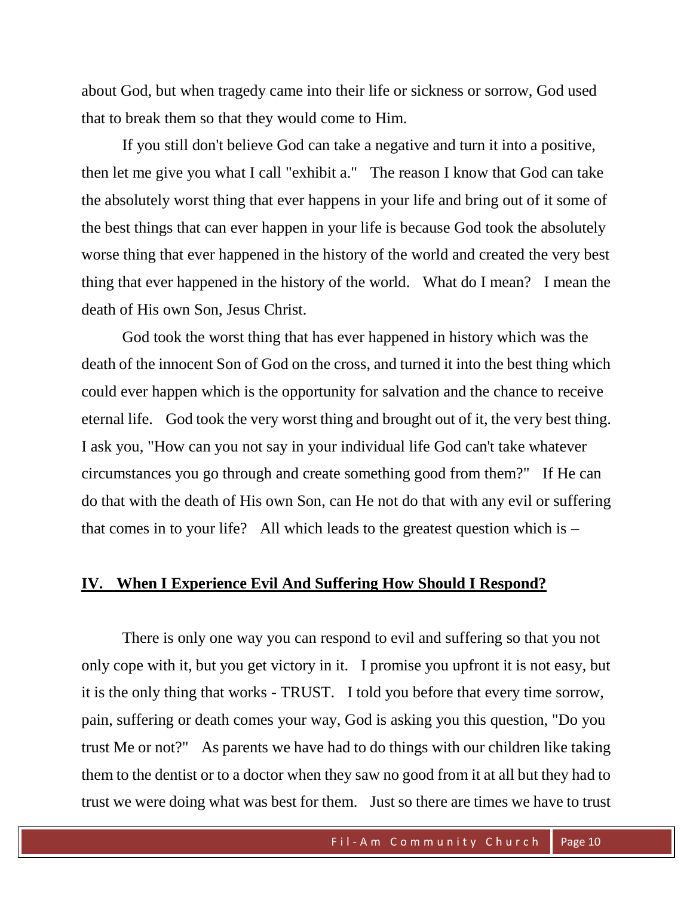about God, but when tragedy came into their life or sickness or sorrow, God used that to break them so that they would come to Him.

If you still don't believe God can take a negative and turn it into a positive, then let me give you what I call "exhibit a." The reason I know that God can take the absolutely worst thing that ever happens in your life and bring out of it some of the best things that can ever happen in your life is because God took the absolutely worse thing that ever happened in the history of the world and created the very best thing that ever happened in the history of the world. What do I mean? I mean the death of His own Son, Jesus Christ.

God took the worst thing that has ever happened in history which was the death of the innocent Son of God on the cross, and turned it into the best thing which could ever happen which is the opportunity for salvation and the chance to receive eternal life. God took the very worst thing and brought out of it, the very best thing. I ask you, "How can you not say in your individual life God can't take whatever circumstances you go through and create something good from them?" If He can do that with the death of His own Son, can He not do that with any evil or suffering that comes in to your life? All which leads to the greatest question which is –

## IV. When I Experience Evil And Suffering How Should I Respond?

There is only one way you can respond to evil and suffering so that you not only cope with it, but you get victory in it. I promise you upfront it is not easy, but it is the only thing that works - TRUST. I told you before that every time sorrow, pain, suffering or death comes your way, God is asking you this question, "Do you trust Me or not?" As parents we have had to do things with our children like taking them to the dentist or to a doctor when they saw no good from it at all but they had to trust we were doing what was best for them. Just so there are times we have to trust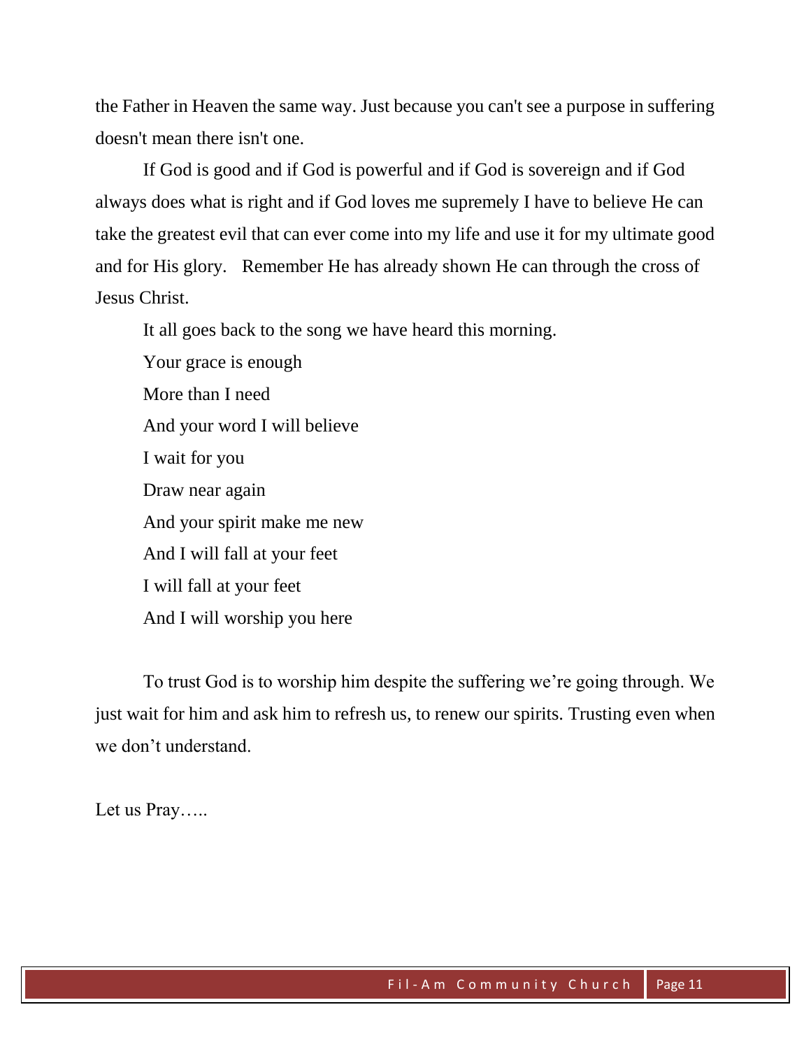the Father in Heaven the same way. Just because you can't see a purpose in suffering doesn't mean there isn't one.

If God is good and if God is powerful and if God is sovereign and if God always does what is right and if God loves me supremely I have to believe He can take the greatest evil that can ever come into my life and use it for my ultimate good and for His glory. Remember He has already shown He can through the cross of Jesus Christ.

It all goes back to the song we have heard this morning.

Your grace is enough  
More than I need  
And your word I will believe  
I wait for you  
Draw near again  
And your spirit make me new  
And I will fall at your feet  
I will fall at your feet  
And I will worship you here

To trust God is to worship him despite the suffering we're going through. We just wait for him and ask him to refresh us, to renew our spirits. Trusting even when we don't understand.

Let us Pray…..